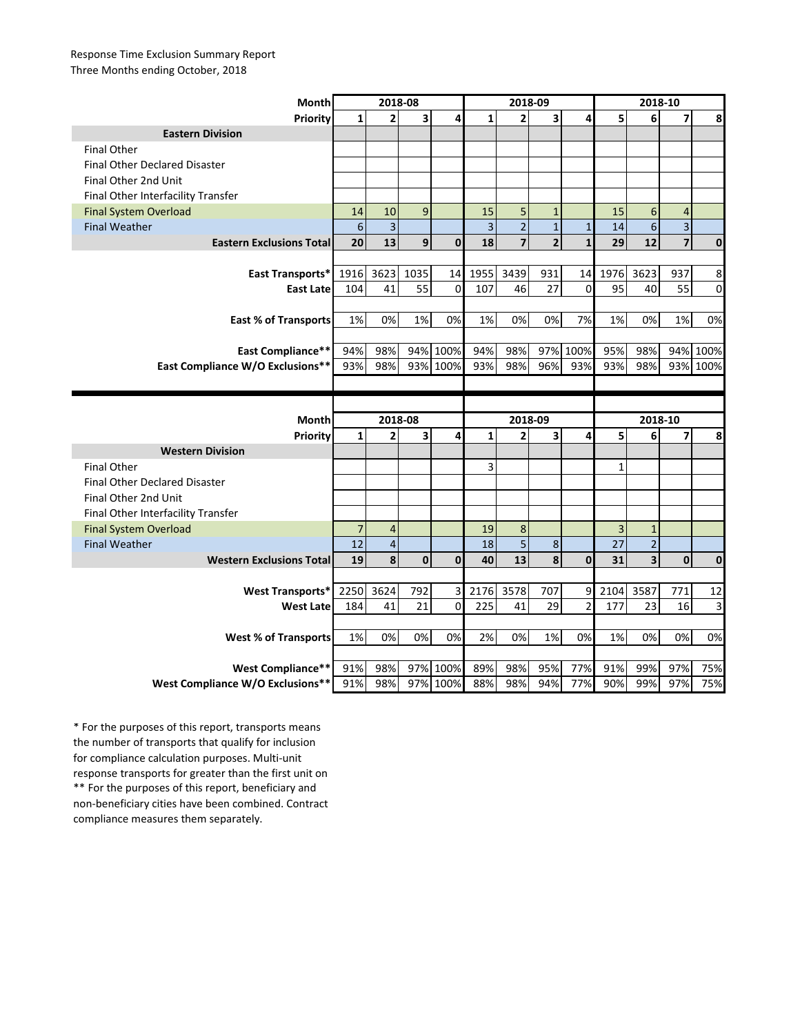Response Time Exclusion Summary Report
Three Months ending October, 2018

| Month | 2018-08 | | | | 2018-09 | | | | 2018-10 | | | |
|---|---|---|---|---|---|---|---|---|---|---|---|---|
| **Priority** | **1** | **2** | **3** | **4** | **1** | **2** | **3** | **4** | **5** | **6** | **7** | **8** |
| **Eastern Division** | | | | | | | | | | | | |
| Final Other | | | | | | | | | | | | |
| Final Other Declared Disaster | | | | | | | | | | | | |
| Final Other 2nd Unit | | | | | | | | | | | | |
| Final Other Interfacility Transfer | | | | | | | | | | | | |
| Final System Overload | 14 | 10 | 9 | | 15 | 5 | 1 | | 15 | 6 | 4 | |
| Final Weather | 6 | 3 | | | 3 | 2 | 1 | 1 | 14 | 6 | 3 | |
| **Eastern Exclusions Total** | **20** | **13** | **9** | **0** | **18** | **7** | **2** | **1** | **29** | **12** | **7** | **0** |
| **East Transports*** | 1916 | 3623 | 1035 | 14 | 1955 | 3439 | 931 | 14 | 1976 | 3623 | 937 | 8 |
| **East Late** | 104 | 41 | 55 | 0 | 107 | 46 | 27 | 0 | 95 | 40 | 55 | 0 |
| **East % of Transports** | 1% | 0% | 1% | 0% | 1% | 0% | 0% | 7% | 1% | 0% | 1% | 0% |
| **East Compliance**** | 94% | 98% | 94% | 100% | 94% | 98% | 97% | 100% | 95% | 98% | 94% | 100% |
| **East Compliance W/O Exclusions**** | 93% | 98% | 93% | 100% | 93% | 98% | 96% | 93% | 93% | 98% | 93% | 100% |

| Month | 2018-08 | | | | 2018-09 | | | | 2018-10 | | | |
|---|---|---|---|---|---|---|---|---|---|---|---|---|
| **Priority** | **1** | **2** | **3** | **4** | **1** | **2** | **3** | **4** | **5** | **6** | **7** | **8** |
| **Western Division** | | | | | | | | | | | | |
| Final Other | | | | | 3 | | | | 1 | | | |
| Final Other Declared Disaster | | | | | | | | | | | | |
| Final Other 2nd Unit | | | | | | | | | | | | |
| Final Other Interfacility Transfer | | | | | | | | | | | | |
| Final System Overload | 7 | 4 | | | 19 | 8 | | | 3 | 1 | | |
| Final Weather | 12 | 4 | | | 18 | 5 | 8 | | 27 | 2 | | |
| **Western Exclusions Total** | **19** | **8** | **0** | **0** | **40** | **13** | **8** | **0** | **31** | **3** | **0** | **0** |
| **West Transports*** | 2250 | 3624 | 792 | 3 | 2176 | 3578 | 707 | 9 | 2104 | 3587 | 771 | 12 |
| **West Late** | 184 | 41 | 21 | 0 | 225 | 41 | 29 | 2 | 177 | 23 | 16 | 3 |
| **West % of Transports** | 1% | 0% | 0% | 0% | 2% | 0% | 1% | 0% | 1% | 0% | 0% | 0% |
| **West Compliance**** | 91% | 98% | 97% | 100% | 89% | 98% | 95% | 77% | 91% | 99% | 97% | 75% |
| **West Compliance W/O Exclusions**** | 91% | 98% | 97% | 100% | 88% | 98% | 94% | 77% | 90% | 99% | 97% | 75% |

* For the purposes of this report, transports means the number of transports that qualify for inclusion for compliance calculation purposes. Multi-unit response transports for greater than the first unit on

** For the purposes of this report, beneficiary and non-beneficiary cities have been combined. Contract compliance measures them separately.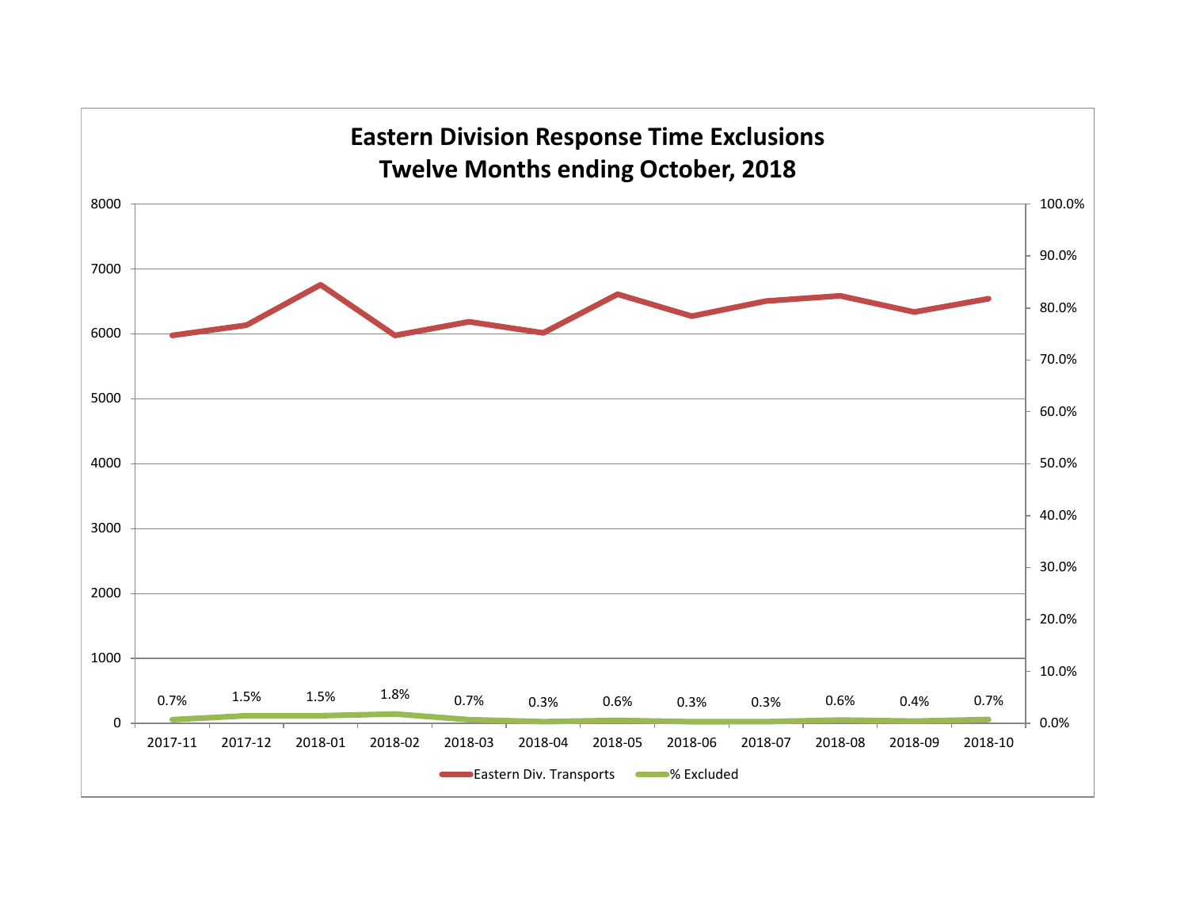# Eastern Division Response Time Exclusions
## Twelve Months ending October, 2018

| Month | % Excluded |
|---|---|
| 2017-11 | 0.7% |
| 2017-12 | 1.5% |
| 2018-01 | 1.5% |
| 2018-02 | 1.8% |
| 2018-03 | 0.7% |
| 2018-04 | 0.3% |
| 2018-05 | 0.6% |
| 2018-06 | 0.3% |
| 2018-07 | 0.3% |
| 2018-08 | 0.6% |
| 2018-09 | 0.4% |
| 2018-10 | 0.7% |

Eastern Div. Transports — % Excluded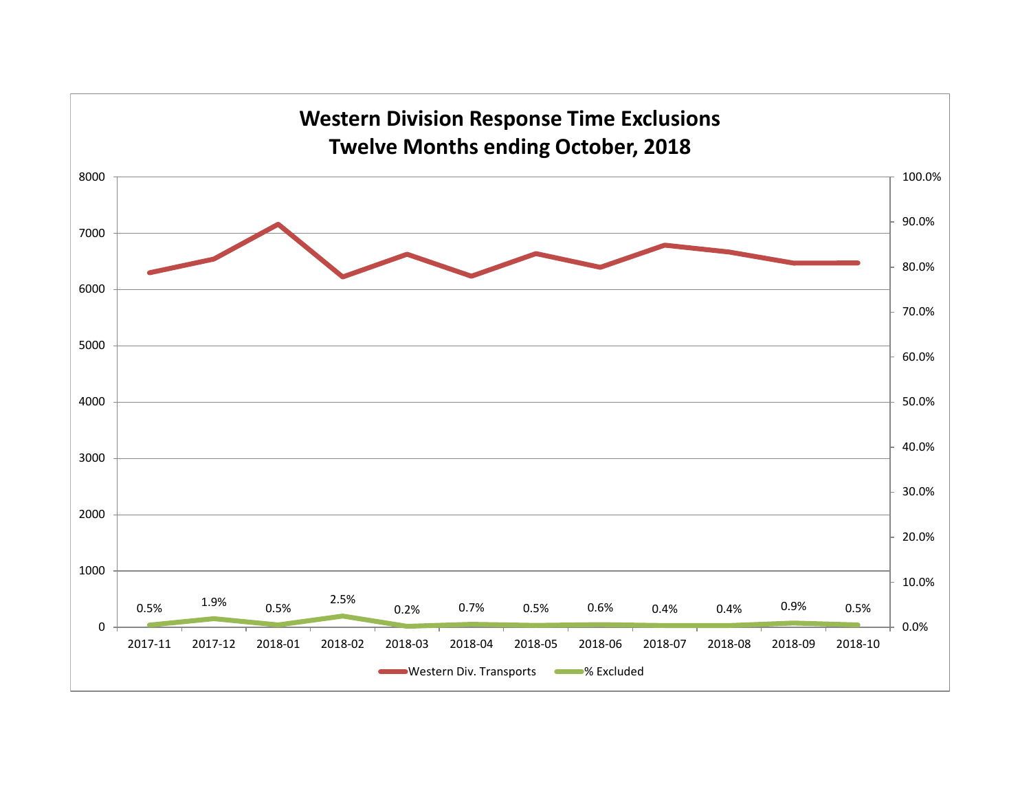# Western Division Response Time Exclusions
## Twelve Months ending October, 2018

8000
7000
6000
5000
4000
3000
2000
1000
0

100.0%
90.0%
80.0%
70.0%
60.0%
50.0%
40.0%
30.0%
20.0%
10.0%
0.0%

0.5%
1.9%
0.5%
2.5%
0.2%
0.7%
0.5%
0.6%
0.4%
0.4%
0.9%
0.5%

2017-11
2017-12
2018-01
2018-02
2018-03
2018-04
2018-05
2018-06
2018-07
2018-08
2018-09
2018-10

Western Div. Transports
% Excluded